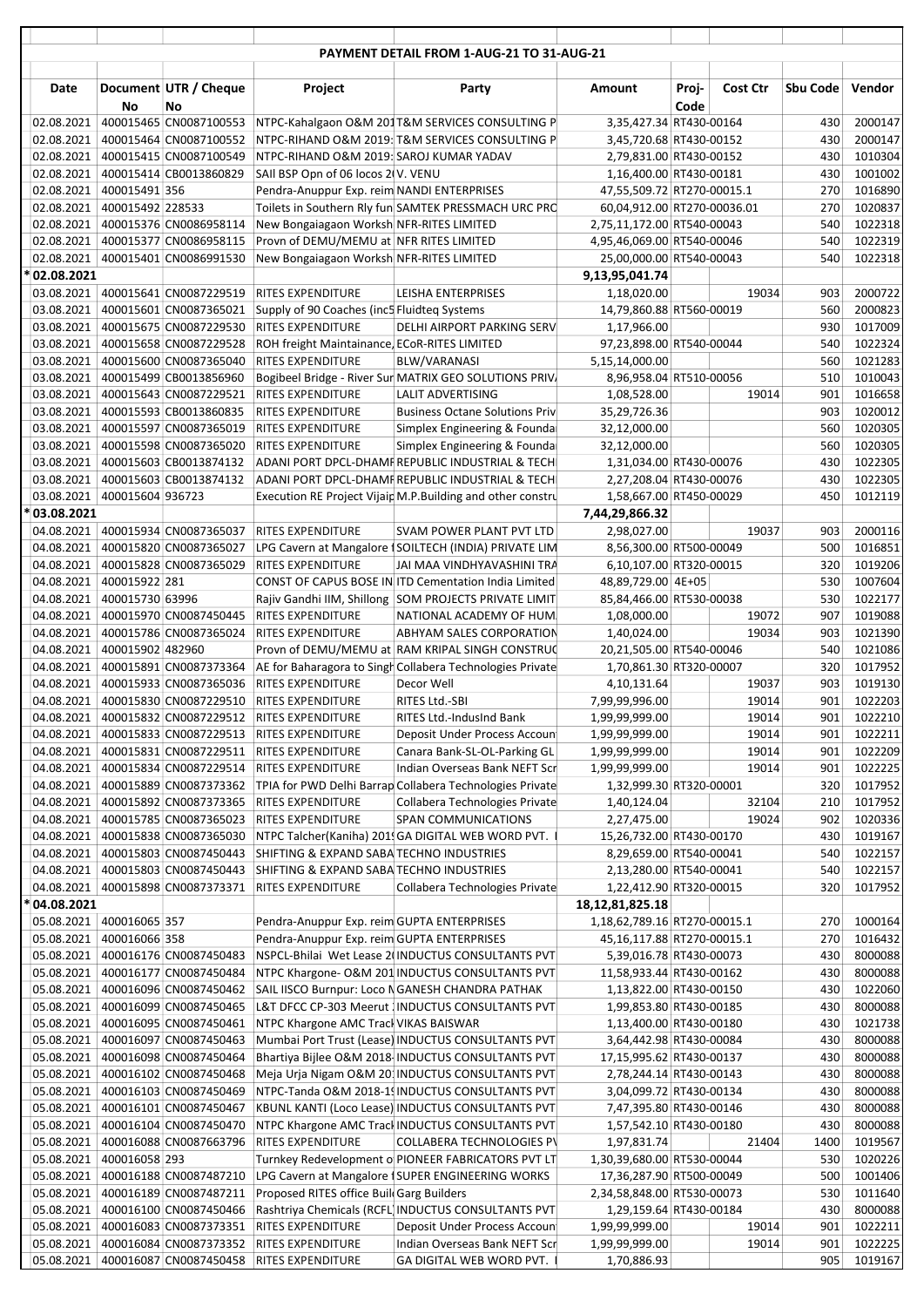## PAYMENT DETAIL FROM 1-AUG-21 TO 31-AUG-21

| Date | Document No | UTR / Cheque No | Project | Party | Amount | Proj-Code | Cost Ctr | Sbu Code | Vendor |
|---|---|---|---|---|---|---|---|---|---|
| 02.08.2021 | 400015465 | CN0087100553 | NTPC-Kahalgaon O&M 201 | T&M SERVICES CONSULTING P | 3,35,427.34 | RT430-00164 | | 430 | 2000147 |
| 02.08.2021 | 400015464 | CN0087100552 | NTPC-RIHAND O&M 2019: | T&M SERVICES CONSULTING P | 3,45,720.68 | RT430-00152 | | 430 | 2000147 |
| 02.08.2021 | 400015415 | CN0087100549 | NTPC-RIHAND O&M 2019: | SAROJ KUMAR YADAV | 2,79,831.00 | RT430-00152 | | 430 | 1010304 |
| 02.08.2021 | 400015414 | CB0013860829 | SAIl BSP Opn of 06 locos 2( | V. VENU | 1,16,400.00 | RT430-00181 | | 430 | 1001002 |
| 02.08.2021 | 400015491 | 356 | Pendra-Anuppur Exp. reim | NANDI ENTERPRISES | 47,55,509.72 | RT270-00015.1 | | 270 | 1016890 |
| 02.08.2021 | 400015492 | 228533 | Toilets in Southern Rly fun | SAMTEK PRESSMACH URC PRC | 60,04,912.00 | RT270-00036.01 | | 270 | 1020837 |
| 02.08.2021 | 400015376 | CN0086958114 | New Bongaigaon Worksh | NFR-RITES LIMITED | 2,75,11,172.00 | RT540-00043 | | 540 | 1022318 |
| 02.08.2021 | 400015377 | CN0086958115 | Provn of DEMU/MEMU at | NFR RITES LIMITED | 4,95,46,069.00 | RT540-00046 | | 540 | 1022319 |
| 02.08.2021 | 400015401 | CN0086991530 | New Bongaigaon Worksh | NFR-RITES LIMITED | 25,00,000.00 | RT540-00043 | | 540 | 1022318 |
| * 02.08.2021 | | | | | 9,13,95,041.74 | | | | |
| 03.08.2021 | 400015641 | CN0087229519 | RITES EXPENDITURE | LEISHA ENTERPRISES | 1,18,020.00 | | 19034 | 903 | 2000722 |
| 03.08.2021 | 400015601 | CN0087365021 | Supply of 90 Coaches (inc5 | Fluidteq Systems | 14,79,860.88 | RT560-00019 | | 560 | 2000823 |
| 03.08.2021 | 400015675 | CN0087229530 | RITES EXPENDITURE | DELHI AIRPORT PARKING SERV | 1,17,966.00 | | | 930 | 1017009 |
| 03.08.2021 | 400015658 | CN0087229528 | ROH freight Maintainance, | ECoR-RITES LIMITED | 97,23,898.00 | RT540-00044 | | 540 | 1022324 |
| 03.08.2021 | 400015600 | CN0087365040 | RITES EXPENDITURE | BLW/VARANASI | 5,15,14,000.00 | | | 560 | 1021283 |
| 03.08.2021 | 400015499 | CB0013856960 | Bogibeel Bridge - River Sur | MATRIX GEO SOLUTIONS PRIV | 8,96,958.04 | RT510-00056 | | 510 | 1010043 |
| 03.08.2021 | 400015643 | CN0087229521 | RITES EXPENDITURE | LALIT ADVERTISING | 1,08,528.00 | | 19014 | 901 | 1016658 |
| 03.08.2021 | 400015593 | CB0013860835 | RITES EXPENDITURE | Business Octane Solutions Priv | 35,29,726.36 | | | 903 | 1020012 |
| 03.08.2021 | 400015597 | CN0087365019 | RITES EXPENDITURE | Simplex Engineering & Founda | 32,12,000.00 | | | 560 | 1020305 |
| 03.08.2021 | 400015598 | CN0087365020 | RITES EXPENDITURE | Simplex Engineering & Founda | 32,12,000.00 | | | 560 | 1020305 |
| 03.08.2021 | 400015603 | CB0013874132 | ADANI PORT DPCL-DHAMF | REPUBLIC INDUSTRIAL & TECH | 1,31,034.00 | RT430-00076 | | 430 | 1022305 |
| 03.08.2021 | 400015603 | CB0013874132 | ADANI PORT DPCL-DHAMF | REPUBLIC INDUSTRIAL & TECH | 2,27,208.04 | RT430-00076 | | 430 | 1022305 |
| 03.08.2021 | 400015604 | 936723 | Execution RE Project Vijaip | M.P.Building and other constru | 1,58,667.00 | RT450-00029 | | 450 | 1012119 |
| * 03.08.2021 | | | | | 7,44,29,866.32 | | | | |
| 04.08.2021 | 400015934 | CN0087365037 | RITES EXPENDITURE | SVAM POWER PLANT PVT LTD | 2,98,027.00 | | 19037 | 903 | 2000116 |
| 04.08.2021 | 400015820 | CN0087365027 | LPG Cavern at Mangalore I | SOILTECH (INDIA) PRIVATE LIM | 8,56,300.00 | RT500-00049 | | 500 | 1016851 |
| 04.08.2021 | 400015828 | CN0087365029 | RITES EXPENDITURE | JAI MAA VINDHYAVASHINI TRA | 6,10,107.00 | RT320-00015 | | 320 | 1019206 |
| 04.08.2021 | 400015922 | 281 | CONST OF CAPUS BOSE IN | ITD Cementation India Limited | 48,89,729.00 | 4E+05 | | 530 | 1007604 |
| 04.08.2021 | 400015730 | 63996 | Rajiv Gandhi IIM, Shillong | SOM PROJECTS PRIVATE LIMIT | 85,84,466.00 | RT530-00038 | | 530 | 1022177 |
| 04.08.2021 | 400015970 | CN0087450445 | RITES EXPENDITURE | NATIONAL ACADEMY OF HUM | 1,08,000.00 | | 19072 | 907 | 1019088 |
| 04.08.2021 | 400015786 | CN0087365024 | RITES EXPENDITURE | ABHYAM SALES CORPORATION | 1,40,024.00 | | 19034 | 903 | 1021390 |
| 04.08.2021 | 400015902 | 482960 | Provn of DEMU/MEMU at | RAM KRIPAL SINGH CONSTRUC | 20,21,505.00 | RT540-00046 | | 540 | 1021086 |
| 04.08.2021 | 400015891 | CN0087373364 | AE for Baharagora to Singh | Collabera Technologies Private | 1,70,861.30 | RT320-00007 | | 320 | 1017952 |
| 04.08.2021 | 400015933 | CN0087365036 | RITES EXPENDITURE | Decor Well | 4,10,131.64 | | 19037 | 903 | 1019130 |
| 04.08.2021 | 400015830 | CN0087229510 | RITES EXPENDITURE | RITES Ltd.-SBI | 7,99,99,996.00 | | 19014 | 901 | 1022203 |
| 04.08.2021 | 400015832 | CN0087229512 | RITES EXPENDITURE | RITES Ltd.-IndusInd Bank | 1,99,99,999.00 | | 19014 | 901 | 1022210 |
| 04.08.2021 | 400015833 | CN0087229513 | RITES EXPENDITURE | Deposit Under Process Accoun | 1,99,99,999.00 | | 19014 | 901 | 1022211 |
| 04.08.2021 | 400015831 | CN0087229511 | RITES EXPENDITURE | Canara Bank-SL-OL-Parking GL | 1,99,99,999.00 | | 19014 | 901 | 1022209 |
| 04.08.2021 | 400015834 | CN0087229514 | RITES EXPENDITURE | Indian Overseas Bank NEFT Scr | 1,99,99,999.00 | | 19014 | 901 | 1022225 |
| 04.08.2021 | 400015889 | CN0087373362 | TPIA for PWD Delhi Barrap | Collabera Technologies Private | 1,32,999.30 | RT320-00001 | | 320 | 1017952 |
| 04.08.2021 | 400015892 | CN0087373365 | RITES EXPENDITURE | Collabera Technologies Private | 1,40,124.04 | | 32104 | 210 | 1017952 |
| 04.08.2021 | 400015785 | CN0087365023 | RITES EXPENDITURE | SPAN COMMUNICATIONS | 2,27,475.00 | | 19024 | 902 | 1020336 |
| 04.08.2021 | 400015838 | CN0087365030 | NTPC Talcher(Kaniha) 201 | GA DIGITAL WEB WORD PVT. | 15,26,732.00 | RT430-00170 | | 430 | 1019167 |
| 04.08.2021 | 400015803 | CN0087450443 | SHIFTING & EXPAND SABA | TECHNO INDUSTRIES | 8,29,659.00 | RT540-00041 | | 540 | 1022157 |
| 04.08.2021 | 400015803 | CN0087450443 | SHIFTING & EXPAND SABA | TECHNO INDUSTRIES | 2,13,280.00 | RT540-00041 | | 540 | 1022157 |
| 04.08.2021 | 400015898 | CN0087373371 | RITES EXPENDITURE | Collabera Technologies Private | 1,22,412.90 | RT320-00015 | | 320 | 1017952 |
| * 04.08.2021 | | | | | 18,12,81,825.18 | | | | |
| 05.08.2021 | 400016065 | 357 | Pendra-Anuppur Exp. reim | GUPTA ENTERPRISES | 1,18,62,789.16 | RT270-00015.1 | | 270 | 1000164 |
| 05.08.2021 | 400016066 | 358 | Pendra-Anuppur Exp. reim | GUPTA ENTERPRISES | 45,16,117.88 | RT270-00015.1 | | 270 | 1016432 |
| 05.08.2021 | 400016176 | CN0087450483 | NSPCL-Bhilai Wet Lease 2( | INDUCTUS CONSULTANTS PVT | 5,39,016.78 | RT430-00073 | | 430 | 8000088 |
| 05.08.2021 | 400016177 | CN0087450484 | NTPC Khargone- O&M 201 | INDUCTUS CONSULTANTS PVT | 11,58,933.44 | RT430-00162 | | 430 | 8000088 |
| 05.08.2021 | 400016096 | CN0087450462 | SAIL IISCO Burnpur: Loco N | GANESH CHANDRA PATHAK | 1,13,822.00 | RT430-00150 | | 430 | 1022060 |
| 05.08.2021 | 400016099 | CN0087450465 | L&T DFCC CP-303 Meerut : | INDUCTUS CONSULTANTS PVT | 1,99,853.80 | RT430-00185 | | 430 | 8000088 |
| 05.08.2021 | 400016095 | CN0087450461 | NTPC Khargone AMC Track | VIKAS BAISWAR | 1,13,400.00 | RT430-00180 | | 430 | 1021738 |
| 05.08.2021 | 400016097 | CN0087450463 | Mumbai Port Trust (Lease) | INDUCTUS CONSULTANTS PVT | 3,64,442.98 | RT430-00084 | | 430 | 8000088 |
| 05.08.2021 | 400016098 | CN0087450464 | Bhartiya Bijlee O&M 2018- | INDUCTUS CONSULTANTS PVT | 17,15,995.62 | RT430-00137 | | 430 | 8000088 |
| 05.08.2021 | 400016102 | CN0087450468 | Meja Urja Nigam O&M 20: | INDUCTUS CONSULTANTS PVT | 2,78,244.14 | RT430-00143 | | 430 | 8000088 |
| 05.08.2021 | 400016103 | CN0087450469 | NTPC-Tanda O&M 2018-1 | INDUCTUS CONSULTANTS PVT | 3,04,099.72 | RT430-00134 | | 430 | 8000088 |
| 05.08.2021 | 400016101 | CN0087450467 | KBUNL KANTI (Loco Lease) | INDUCTUS CONSULTANTS PVT | 7,47,395.80 | RT430-00146 | | 430 | 8000088 |
| 05.08.2021 | 400016104 | CN0087450470 | NTPC Khargone AMC Track | INDUCTUS CONSULTANTS PVT | 1,57,542.10 | RT430-00180 | | 430 | 8000088 |
| 05.08.2021 | 400016088 | CN0087663796 | RITES EXPENDITURE | COLLABERA TECHNOLOGIES P\ | 1,97,831.74 | | 21404 | 1400 | 1019567 |
| 05.08.2021 | 400016058 | 293 | Turnkey Redevelopment o | PIONEER FABRICATORS PVT LT | 1,30,39,680.00 | RT530-00044 | | 530 | 1020226 |
| 05.08.2021 | 400016188 | CN0087487210 | LPG Cavern at Mangalore I | SUPER ENGINEERING WORKS | 17,36,287.90 | RT500-00049 | | 500 | 1001406 |
| 05.08.2021 | 400016189 | CN0087487211 | Proposed RITES office Buil | Garg Builders | 2,34,58,848.00 | RT530-00073 | | 530 | 1011640 |
| 05.08.2021 | 400016100 | CN0087450466 | Rashtriya Chemicals (RCFL | INDUCTUS CONSULTANTS PVT | 1,29,159.64 | RT430-00184 | | 430 | 8000088 |
| 05.08.2021 | 400016083 | CN0087373351 | RITES EXPENDITURE | Deposit Under Process Accoun | 1,99,99,999.00 | | 19014 | 901 | 1022211 |
| 05.08.2021 | 400016084 | CN0087373352 | RITES EXPENDITURE | Indian Overseas Bank NEFT Scr | 1,99,99,999.00 | | 19014 | 901 | 1022225 |
| 05.08.2021 | 400016087 | CN0087450458 | RITES EXPENDITURE | GA DIGITAL WEB WORD PVT. | 1,70,886.93 | | | 905 | 1019167 |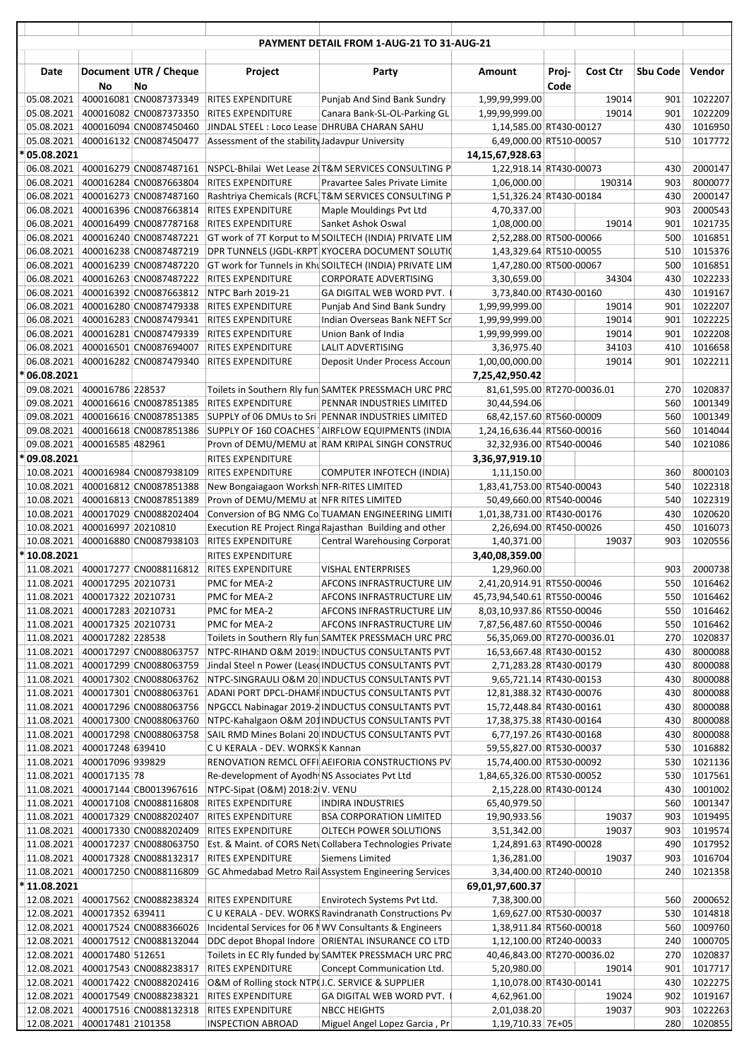## PAYMENT DETAIL FROM 1-AUG-21 TO 31-AUG-21

| Date | Document No | UTR / Cheque No | Project | Party | Amount | Proj-Code | Cost Ctr | Sbu Code | Vendor |
|---|---|---|---|---|---|---|---|---|---|
| 05.08.2021 | 400016081 | CN0087373349 | RITES EXPENDITURE | Punjab And Sind Bank Sundry | 1,99,99,999.00 | | 19014 | 901 | 1022207 |
| 05.08.2021 | 400016082 | CN0087373350 | RITES EXPENDITURE | Canara Bank-SL-OL-Parking GL | 1,99,99,999.00 | | 19014 | 901 | 1022209 |
| 05.08.2021 | 400016094 | CN0087450460 | JINDAL STEEL : Loco Lease | DHRUBA CHARAN SAHU | 1,14,585.00 | RT430-00127 | | 430 | 1016950 |
| 05.08.2021 | 400016132 | CN0087450477 | Assessment of the stability | Jadavpur University | 6,49,000.00 | RT510-00057 | | 510 | 1017772 |
| * 05.08.2021 | | | | | 14,15,67,928.63 | | | | |
| 06.08.2021 | 400016279 | CN0087487161 | NSPCL-Bhilai Wet Lease 2( | T&M SERVICES CONSULTING P | 1,22,918.14 | RT430-00073 | | 430 | 2000147 |
| 06.08.2021 | 400016284 | CN0087663804 | RITES EXPENDITURE | Pravartee Sales Private Limite | 1,06,000.00 | | 190314 | 903 | 8000077 |
| 06.08.2021 | 400016273 | CN0087487160 | Rashtriya Chemicals (RCFL) | T&M SERVICES CONSULTING P | 1,51,326.24 | RT430-00184 | | 430 | 2000147 |
| 06.08.2021 | 400016396 | CN0087663814 | RITES EXPENDITURE | Maple Mouldings Pvt Ltd | 4,70,337.00 | | | 903 | 2000543 |
| 06.08.2021 | 400016499 | CN0087787168 | RITES EXPENDITURE | Sanket Ashok Oswal | 1,08,000.00 | | 19014 | 901 | 1021735 |
| 06.08.2021 | 400016240 | CN0087487221 | GT work of 7T Korput to M | SOILTECH (INDIA) PRIVATE LIM | 2,52,288.00 | RT500-00066 | | 500 | 1016851 |
| 06.08.2021 | 400016238 | CN0087487219 | DPR TUNNELS (JGDL-KRPT | KYOCERA DOCUMENT SOLUTI( | 1,43,329.64 | RT510-00055 | | 510 | 1015376 |
| 06.08.2021 | 400016239 | CN0087487220 | GT work for Tunnels in Khu | SOILTECH (INDIA) PRIVATE LIM | 1,47,280.00 | RT500-00067 | | 500 | 1016851 |
| 06.08.2021 | 400016263 | CN0087487222 | RITES EXPENDITURE | CORPORATE ADVERTISING | 3,30,659.00 | | 34304 | 430 | 1022233 |
| 06.08.2021 | 400016392 | CN0087663812 | NTPC Barh 2019-21 | GA DIGITAL WEB WORD PVT. | 3,73,840.00 | RT430-00160 | | 430 | 1019167 |
| 06.08.2021 | 400016280 | CN0087479338 | RITES EXPENDITURE | Punjab And Sind Bank Sundry | 1,99,99,999.00 | | 19014 | 901 | 1022207 |
| 06.08.2021 | 400016283 | CN0087479341 | RITES EXPENDITURE | Indian Overseas Bank NEFT Scr | 1,99,99,999.00 | | 19014 | 901 | 1022225 |
| 06.08.2021 | 400016281 | CN0087479339 | RITES EXPENDITURE | Union Bank of India | 1,99,99,999.00 | | 19014 | 901 | 1022208 |
| 06.08.2021 | 400016501 | CN0087694007 | RITES EXPENDITURE | LALIT ADVERTISING | 3,36,975.40 | | 34103 | 410 | 1016658 |
| 06.08.2021 | 400016282 | CN0087479340 | RITES EXPENDITURE | Deposit Under Process Accoun | 1,00,00,000.00 | | 19014 | 901 | 1022211 |
| * 06.08.2021 | | | | | 7,25,42,950.42 | | | | |
| 09.08.2021 | 400016786 | 228537 | Toilets in Southern Rly fun | SAMTEK PRESSMACH URC PRC | 81,61,595.00 | RT270-00036.01 | | 270 | 1020837 |
| 09.08.2021 | 400016616 | CN0087851385 | RITES EXPENDITURE | PENNAR INDUSTRIES LIMITED | 30,44,594.06 | | | 560 | 1001349 |
| 09.08.2021 | 400016616 | CN0087851385 | SUPPLY of 06 DMUs to Sri | PENNAR INDUSTRIES LIMITED | 68,42,157.60 | RT560-00009 | | 560 | 1001349 |
| 09.08.2021 | 400016618 | CN0087851386 | SUPPLY OF 160 COACHES | AIRFLOW EQUIPMENTS (INDIA | 1,24,16,636.44 | RT560-00016 | | 560 | 1014044 |
| 09.08.2021 | 400016585 | 482961 | Provn of DEMU/MEMU at | RAM KRIPAL SINGH CONSTRUC | 32,32,936.00 | RT540-00046 | | 540 | 1021086 |
| * 09.08.2021 | | | RITES EXPENDITURE | | 3,36,97,919.10 | | | | |
| 10.08.2021 | 400016984 | CN0087938109 | RITES EXPENDITURE | COMPUTER INFOTECH (INDIA) | 1,11,150.00 | | | 360 | 8000103 |
| 10.08.2021 | 400016812 | CN0087851388 | New Bongaigaon Worksh | NFR-RITES LIMITED | 1,83,41,753.00 | RT540-00043 | | 540 | 1022318 |
| 10.08.2021 | 400016813 | CN0087851389 | Provn of DEMU/MEMU at | NFR RITES LIMITED | 50,49,660.00 | RT540-00046 | | 540 | 1022319 |
| 10.08.2021 | 400017029 | CN0088202404 | Conversion of BG NMG Co | TUAMAN ENGINEERING LIMITI | 1,01,38,731.00 | RT430-00176 | | 430 | 1020620 |
| 10.08.2021 | 400016997 | 20210810 | Execution RE Project Ringa | Rajasthan Building and other | 2,26,694.00 | RT450-00026 | | 450 | 1016073 |
| 10.08.2021 | 400016880 | CN0087938103 | RITES EXPENDITURE | Central Warehousing Corporat | 1,40,371.00 | | 19037 | 903 | 1020556 |
| * 10.08.2021 | | | RITES EXPENDITURE | | 3,40,08,359.00 | | | | |
| 11.08.2021 | 400017277 | CN0088116812 | RITES EXPENDITURE | VISHAL ENTERPRISES | 1,29,960.00 | | | 903 | 2000738 |
| 11.08.2021 | 400017295 | 20210731 | PMC for MEA-2 | AFCONS INFRASTRUCTURE LIM | 2,41,20,914.91 | RT550-00046 | | 550 | 1016462 |
| 11.08.2021 | 400017322 | 20210731 | PMC for MEA-2 | AFCONS INFRASTRUCTURE LIM | 45,73,94,540.61 | RT550-00046 | | 550 | 1016462 |
| 11.08.2021 | 400017283 | 20210731 | PMC for MEA-2 | AFCONS INFRASTRUCTURE LIM | 8,03,10,937.86 | RT550-00046 | | 550 | 1016462 |
| 11.08.2021 | 400017325 | 20210731 | PMC for MEA-2 | AFCONS INFRASTRUCTURE LIM | 7,87,56,487.60 | RT550-00046 | | 550 | 1016462 |
| 11.08.2021 | 400017282 | 228538 | Toilets in Southern Rly fun | SAMTEK PRESSMACH URC PRC | 56,35,069.00 | RT270-00036.01 | | 270 | 1020837 |
| 11.08.2021 | 400017297 | CN0088063757 | NTPC-RIHAND O&M 2019: | INDUCTUS CONSULTANTS PVT | 16,53,667.48 | RT430-00152 | | 430 | 8000088 |
| 11.08.2021 | 400017299 | CN0088063759 | Jindal Steel n Power (Lease | INDUCTUS CONSULTANTS PVT | 2,71,283.28 | RT430-00179 | | 430 | 8000088 |
| 11.08.2021 | 400017302 | CN0088063762 | NTPC-SINGRAULI O&M 20 | INDUCTUS CONSULTANTS PVT | 9,65,721.14 | RT430-00153 | | 430 | 8000088 |
| 11.08.2021 | 400017301 | CN0088063761 | ADANI PORT DPCL-DHAMF | INDUCTUS CONSULTANTS PVT | 12,81,388.32 | RT430-00076 | | 430 | 8000088 |
| 11.08.2021 | 400017296 | CN0088063756 | NPGCCL Nabinagar 2019-2 | INDUCTUS CONSULTANTS PVT | 15,72,448.84 | RT430-00161 | | 430 | 8000088 |
| 11.08.2021 | 400017300 | CN0088063760 | NTPC-Kahalgaon O&M 201 | INDUCTUS CONSULTANTS PVT | 17,38,375.38 | RT430-00164 | | 430 | 8000088 |
| 11.08.2021 | 400017298 | CN0088063758 | SAIL RMD Mines Bolani 20 | INDUCTUS CONSULTANTS PVT | 6,77,197.26 | RT430-00168 | | 430 | 8000088 |
| 11.08.2021 | 400017248 | 639410 | C U KERALA - DEV. WORKS | K Kannan | 59,55,827.00 | RT530-00037 | | 530 | 1016882 |
| 11.08.2021 | 400017096 | 939829 | RENOVATION REMCL OFFI | AEIFORIA CONSTRUCTIONS PV | 15,74,400.00 | RT530-00092 | | 530 | 1021136 |
| 11.08.2021 | 400017135 | 78 | Re-development of Ayodh | NS Associates Pvt Ltd | 1,84,65,326.00 | RT530-00052 | | 530 | 1017561 |
| 11.08.2021 | 400017144 | CB0013967616 | NTPC-Sipat (O&M) 2018:2( | V. VENU | 2,15,228.00 | RT430-00124 | | 430 | 1001002 |
| 11.08.2021 | 400017108 | CN0088116808 | RITES EXPENDITURE | INDIRA INDUSTRIES | 65,40,979.50 | | | 560 | 1001347 |
| 11.08.2021 | 400017329 | CN0088202407 | RITES EXPENDITURE | BSA CORPORATION LIMITED | 19,90,933.56 | | 19037 | 903 | 1019495 |
| 11.08.2021 | 400017330 | CN0088202409 | RITES EXPENDITURE | OLTECH POWER SOLUTIONS | 3,51,342.00 | | 19037 | 903 | 1019574 |
| 11.08.2021 | 400017237 | CN0088063750 | Est. & Maint. of CORS Netv | Collabera Technologies Private | 1,24,891.63 | RT490-00028 | | 490 | 1017952 |
| 11.08.2021 | 400017328 | CN0088132317 | RITES EXPENDITURE | Siemens Limited | 1,36,281.00 | | 19037 | 903 | 1016704 |
| 11.08.2021 | 400017250 | CN0088116809 | GC Ahmedabad Metro Rail | Assystem Engineering Services | 3,34,400.00 | RT240-00010 | | 240 | 1021358 |
| * 11.08.2021 | | | | | 69,01,97,600.37 | | | | |
| 12.08.2021 | 400017562 | CN0088238324 | RITES EXPENDITURE | Envirotech Systems Pvt Ltd. | 7,38,300.00 | | | 560 | 2000652 |
| 12.08.2021 | 400017352 | 639411 | C U KERALA - DEV. WORKS | Ravindranath Constructions Pv | 1,69,627.00 | RT530-00037 | | 530 | 1014818 |
| 12.08.2021 | 400017524 | CN0088366026 | Incidental Services for 06 N | WV Consultants & Engineers | 1,38,911.84 | RT560-00018 | | 560 | 1009760 |
| 12.08.2021 | 400017512 | CN0088132044 | DDC depot Bhopal Indore | ORIENTAL INSURANCE CO LTD | 1,12,100.00 | RT240-00033 | | 240 | 1000705 |
| 12.08.2021 | 400017480 | 512651 | Toilets in EC Rly funded by | SAMTEK PRESSMACH URC PRC | 40,46,843.00 | RT270-00036.02 | | 270 | 1020837 |
| 12.08.2021 | 400017543 | CN0088238317 | RITES EXPENDITURE | Concept Communication Ltd. | 5,20,980.00 | | 19014 | 901 | 1017717 |
| 12.08.2021 | 400017422 | CN0088202416 | O&M of Rolling stock NTP( | J.C. SERVICE & SUPPLIER | 1,10,078.00 | RT430-00141 | | 430 | 1022275 |
| 12.08.2021 | 400017549 | CN0088238321 | RITES EXPENDITURE | GA DIGITAL WEB WORD PVT. | 4,62,961.00 | | 19024 | 902 | 1019167 |
| 12.08.2021 | 400017516 | CN0088132318 | RITES EXPENDITURE | NBCC HEIGHTS | 2,01,038.20 | | 19037 | 903 | 1022263 |
| 12.08.2021 | 400017481 | 2101358 | INSPECTION ABROAD | Miguel Angel Lopez Garcia , Pr | 1,19,710.33 | 7E+05 | | 280 | 1020855 |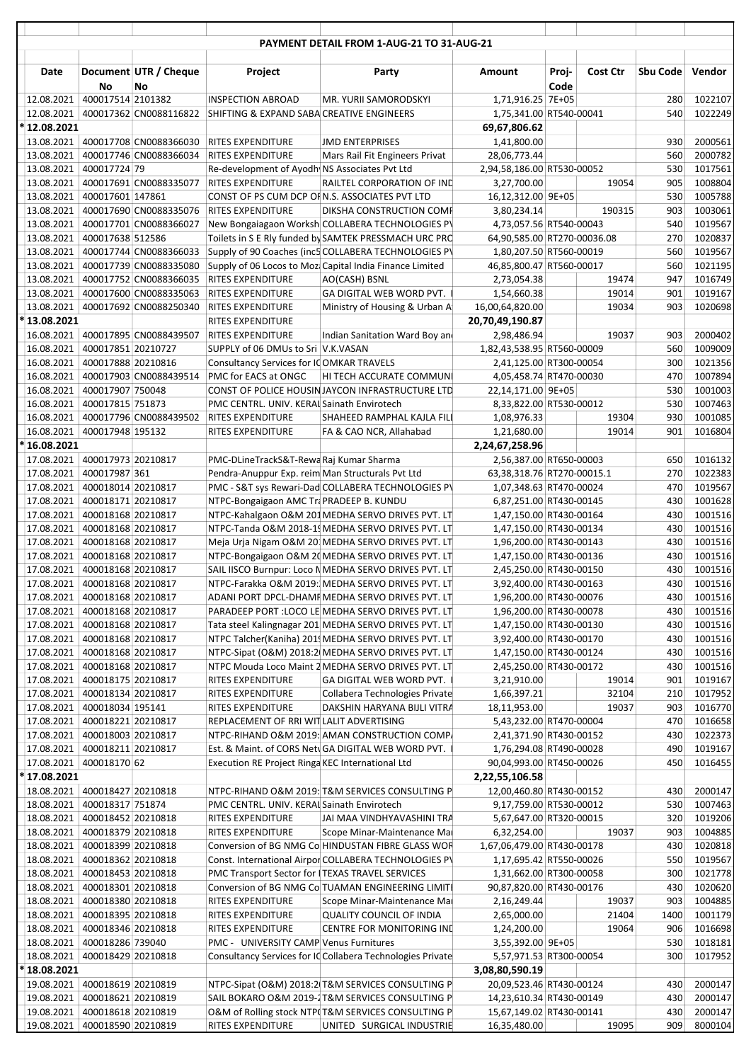## PAYMENT DETAIL FROM 1-AUG-21 TO 31-AUG-21

| Date | Document No | UTR / Cheque No | Project | Party | Amount | Proj-Code | Cost Ctr | Sbu Code | Vendor |
|---|---|---|---|---|---|---|---|---|---|
| 12.08.2021 | 400017514 | 2101382 | INSPECTION ABROAD | MR. YURII SAMORODSKYI | 1,71,916.25 | 7E+05 | | 280 | 1022107 |
| 12.08.2021 | 400017362 | CN0088116822 | SHIFTING & EXPAND SABA | CREATIVE ENGINEERS | 1,75,341.00 | RT540-00041 | | 540 | 1022249 |
| * 12.08.2021 | | | | | 69,67,806.62 | | | | |
| 13.08.2021 | 400017708 | CN0088366030 | RITES EXPENDITURE | JMD ENTERPRISES | 1,41,800.00 | | | 930 | 2000561 |
| 13.08.2021 | 400017746 | CN0088366034 | RITES EXPENDITURE | Mars Rail Fit Engineers Privat | 28,06,773.44 | | | 560 | 2000782 |
| 13.08.2021 | 400017724 | 79 | Re-development of Ayodh | NS Associates Pvt Ltd | 2,94,58,186.00 | RT530-00052 | | 530 | 1017561 |
| 13.08.2021 | 400017691 | CN0088335077 | RITES EXPENDITURE | RAILTEL CORPORATION OF IND | 3,27,700.00 | | 19054 | 905 | 1008804 |
| 13.08.2021 | 400017601 | 147861 | CONST OF PS CUM DCP OF | N.S. ASSOCIATES PVT LTD | 16,12,312.00 | 9E+05 | | 530 | 1005788 |
| 13.08.2021 | 400017690 | CN0088335076 | RITES EXPENDITURE | DIKSHA CONSTRUCTION COMP | 3,80,234.14 | | 190315 | 903 | 1003061 |
| 13.08.2021 | 400017701 | CN0088366027 | New Bongaigaon Worksh | COLLABERA TECHNOLOGIES PV | 4,73,057.56 | RT540-00043 | | 540 | 1019567 |
| 13.08.2021 | 400017638 | 512586 | Toilets in S E Rly funded by | SAMTEK PRESSMACH URC PRC | 64,90,585.00 | RT270-00036.08 | | 270 | 1020837 |
| 13.08.2021 | 400017744 | CN0088366033 | Supply of 90 Coaches (inc5 | COLLABERA TECHNOLOGIES PV | 1,80,207.50 | RT560-00019 | | 560 | 1019567 |
| 13.08.2021 | 400017739 | CN0088335080 | Supply of 06 Locos to Moz | Capital India Finance Limited | 46,85,800.47 | RT560-00017 | | 560 | 1021195 |
| 13.08.2021 | 400017752 | CN0088366035 | RITES EXPENDITURE | AO(CASH) BSNL | 2,73,054.38 | | 19474 | 947 | 1016749 |
| 13.08.2021 | 400017600 | CN0088335063 | RITES EXPENDITURE | GA DIGITAL WEB WORD PVT. | 1,54,660.38 | | 19014 | 901 | 1019167 |
| 13.08.2021 | 400017692 | CN0088250340 | RITES EXPENDITURE | Ministry of Housing & Urban A | 16,00,64,820.00 | | 19034 | 903 | 1020698 |
| * 13.08.2021 | | | RITES EXPENDITURE | | 20,70,49,190.87 | | | | |
| 16.08.2021 | 400017895 | CN0088439507 | RITES EXPENDITURE | Indian Sanitation Ward Boy an | 2,98,486.94 | | 19037 | 903 | 2000402 |
| 16.08.2021 | 400017851 | 20210727 | SUPPLY of 06 DMUs to Sri | V.K.VASAN | 1,82,43,538.95 | RT560-00009 | | 560 | 1009009 |
| 16.08.2021 | 400017888 | 20210816 | Consultancy Services for IC | OMKAR TRAVELS | 2,41,125.00 | RT300-00054 | | 300 | 1021356 |
| 16.08.2021 | 400017903 | CN0088439514 | PMC for EACS at ONGC | HI TECH ACCURATE COMMUNI | 4,05,458.74 | RT470-00030 | | 470 | 1007894 |
| 16.08.2021 | 400017907 | 750048 | CONST OF POLICE HOUSIN | JAYCON INFRASTRUCTURE LTD | 22,14,171.00 | 9E+05 | | 530 | 1001003 |
| 16.08.2021 | 400017815 | 751873 | PMC CENTRL. UNIV. KERAL | Sainath Envirotech | 8,33,822.00 | RT530-00012 | | 530 | 1007463 |
| 16.08.2021 | 400017796 | CN0088439502 | RITES EXPENDITURE | SHAHEED RAMPHAL KAJLA FILI | 1,08,976.33 | | 19304 | 930 | 1001085 |
| 16.08.2021 | 400017948 | 195132 | RITES EXPENDITURE | FA & CAO NCR, Allahabad | 1,21,680.00 | | 19014 | 901 | 1016804 |
| * 16.08.2021 | | | | | 2,24,67,258.96 | | | | |
| 17.08.2021 | 400017973 | 20210817 | PMC-DLineTrackS&T-Rewa | Raj Kumar Sharma | 2,56,387.00 | RT650-00003 | | 650 | 1016132 |
| 17.08.2021 | 400017987 | 361 | Pendra-Anuppur Exp. reim | Man Structurals Pvt Ltd | 63,38,318.76 | RT270-00015.1 | | 270 | 1022383 |
| 17.08.2021 | 400018014 | 20210817 | PMC - S&T sys Rewari-Dad | COLLABERA TECHNOLOGIES PV | 1,07,348.63 | RT470-00024 | | 470 | 1019567 |
| 17.08.2021 | 400018171 | 20210817 | NTPC-Bongaigaon AMC Tra | PRADEEP B. KUNDU | 6,87,251.00 | RT430-00145 | | 430 | 1001628 |
| 17.08.2021 | 400018168 | 20210817 | NTPC-Kahalgaon O&M 201 | MEDHA SERVO DRIVES PVT. LT | 1,47,150.00 | RT430-00164 | | 430 | 1001516 |
| 17.08.2021 | 400018168 | 20210817 | NTPC-Tanda O&M 2018-19 | MEDHA SERVO DRIVES PVT. LT | 1,47,150.00 | RT430-00134 | | 430 | 1001516 |
| 17.08.2021 | 400018168 | 20210817 | Meja Urja Nigam O&M 20 | MEDHA SERVO DRIVES PVT. LT | 1,96,200.00 | RT430-00143 | | 430 | 1001516 |
| 17.08.2021 | 400018168 | 20210817 | NTPC-Bongaigaon O&M 20 | MEDHA SERVO DRIVES PVT. LT | 1,47,150.00 | RT430-00136 | | 430 | 1001516 |
| 17.08.2021 | 400018168 | 20210817 | SAIL IISCO Burnpur: Loco M | MEDHA SERVO DRIVES PVT. LT | 2,45,250.00 | RT430-00150 | | 430 | 1001516 |
| 17.08.2021 | 400018168 | 20210817 | NTPC-Farakka O&M 2019: | MEDHA SERVO DRIVES PVT. LT | 3,92,400.00 | RT430-00163 | | 430 | 1001516 |
| 17.08.2021 | 400018168 | 20210817 | ADANI PORT DPCL-DHAMF | MEDHA SERVO DRIVES PVT. LT | 1,96,200.00 | RT430-00076 | | 430 | 1001516 |
| 17.08.2021 | 400018168 | 20210817 | PARADEEP PORT :LOCO LE | MEDHA SERVO DRIVES PVT. LT | 1,96,200.00 | RT430-00078 | | 430 | 1001516 |
| 17.08.2021 | 400018168 | 20210817 | Tata steel Kalingnagar 201 | MEDHA SERVO DRIVES PVT. LT | 1,47,150.00 | RT430-00130 | | 430 | 1001516 |
| 17.08.2021 | 400018168 | 20210817 | NTPC Talcher(Kaniha) 201 | MEDHA SERVO DRIVES PVT. LT | 3,92,400.00 | RT430-00170 | | 430 | 1001516 |
| 17.08.2021 | 400018168 | 20210817 | NTPC-Sipat (O&M) 2018:2 | MEDHA SERVO DRIVES PVT. LT | 1,47,150.00 | RT430-00124 | | 430 | 1001516 |
| 17.08.2021 | 400018168 | 20210817 | NTPC Mouda Loco Maint 2 | MEDHA SERVO DRIVES PVT. LT | 2,45,250.00 | RT430-00172 | | 430 | 1001516 |
| 17.08.2021 | 400018175 | 20210817 | RITES EXPENDITURE | GA DIGITAL WEB WORD PVT. | 3,21,910.00 | | 19014 | 901 | 1019167 |
| 17.08.2021 | 400018134 | 20210817 | RITES EXPENDITURE | Collabera Technologies Private | 1,66,397.21 | | 32104 | 210 | 1017952 |
| 17.08.2021 | 400018034 | 195141 | RITES EXPENDITURE | DAKSHIN HARYANA BIJLI VITRA | 18,11,953.00 | | 19037 | 903 | 1016770 |
| 17.08.2021 | 400018221 | 20210817 | REPLACEMENT OF RRI WIT | LALIT ADVERTISING | 5,43,232.00 | RT470-00004 | | 470 | 1016658 |
| 17.08.2021 | 400018003 | 20210817 | NTPC-RIHAND O&M 2019: | AMAN CONSTRUCTION COMP | 2,41,371.90 | RT430-00152 | | 430 | 1022373 |
| 17.08.2021 | 400018211 | 20210817 | Est. & Maint. of CORS Net | GA DIGITAL WEB WORD PVT. | 1,76,294.08 | RT490-00028 | | 490 | 1019167 |
| 17.08.2021 | 400018170 | 62 | Execution RE Project Ringa | KEC International Ltd | 90,04,993.00 | RT450-00026 | | 450 | 1016455 |
| * 17.08.2021 | | | | | 2,22,55,106.58 | | | | |
| 18.08.2021 | 400018427 | 20210818 | NTPC-RIHAND O&M 2019: | T&M SERVICES CONSULTING P | 12,00,460.80 | RT430-00152 | | 430 | 2000147 |
| 18.08.2021 | 400018317 | 751874 | PMC CENTRL. UNIV. KERAL | Sainath Envirotech | 9,17,759.00 | RT530-00012 | | 530 | 1007463 |
| 18.08.2021 | 400018452 | 20210818 | RITES EXPENDITURE | JAI MAA VINDHYAVASHINI TRA | 5,67,647.00 | RT320-00015 | | 320 | 1019206 |
| 18.08.2021 | 400018379 | 20210818 | RITES EXPENDITURE | Scope Minar-Maintenance Ma | 6,32,254.00 | | 19037 | 903 | 1004885 |
| 18.08.2021 | 400018399 | 20210818 | Conversion of BG NMG Co | HINDUSTAN FIBRE GLASS WOR | 1,67,06,479.00 | RT430-00178 | | 430 | 1020818 |
| 18.08.2021 | 400018362 | 20210818 | Const. International Airpor | COLLABERA TECHNOLOGIES PV | 1,17,695.42 | RT550-00026 | | 550 | 1019567 |
| 18.08.2021 | 400018453 | 20210818 | PMC Transport Sector for I | TEXAS TRAVEL SERVICES | 1,31,662.00 | RT300-00058 | | 300 | 1021778 |
| 18.08.2021 | 400018301 | 20210818 | Conversion of BG NMG Co | TUAMAN ENGINEERING LIMITI | 90,87,820.00 | RT430-00176 | | 430 | 1020620 |
| 18.08.2021 | 400018380 | 20210818 | RITES EXPENDITURE | Scope Minar-Maintenance Ma | 2,16,249.44 | | 19037 | 903 | 1004885 |
| 18.08.2021 | 400018395 | 20210818 | RITES EXPENDITURE | QUALITY COUNCIL OF INDIA | 2,65,000.00 | | 21404 | 1400 | 1001179 |
| 18.08.2021 | 400018346 | 20210818 | RITES EXPENDITURE | CENTRE FOR MONITORING IND | 1,24,200.00 | | 19064 | 906 | 1016698 |
| 18.08.2021 | 400018286 | 739040 | PMC - UNIVERSITY CAMP | Venus Furnitures | 3,55,392.00 | 9E+05 | | 530 | 1018181 |
| 18.08.2021 | 400018429 | 20210818 | Consultancy Services for IC | Collabera Technologies Private | 5,57,971.53 | RT300-00054 | | 300 | 1017952 |
| * 18.08.2021 | | | | | 3,08,80,590.19 | | | | |
| 19.08.2021 | 400018619 | 20210819 | NTPC-Sipat (O&M) 2018:2 | T&M SERVICES CONSULTING P | 20,09,523.46 | RT430-00124 | | 430 | 2000147 |
| 19.08.2021 | 400018621 | 20210819 | SAIL BOKARO O&M 2019-2 | T&M SERVICES CONSULTING P | 14,23,610.34 | RT430-00149 | | 430 | 2000147 |
| 19.08.2021 | 400018618 | 20210819 | O&M of Rolling stock NTP | T&M SERVICES CONSULTING P | 15,67,149.02 | RT430-00141 | | 430 | 2000147 |
| 19.08.2021 | 400018590 | 20210819 | RITES EXPENDITURE | UNITED SURGICAL INDUSTRIE | 16,35,480.00 | | 19095 | 909 | 8000104 |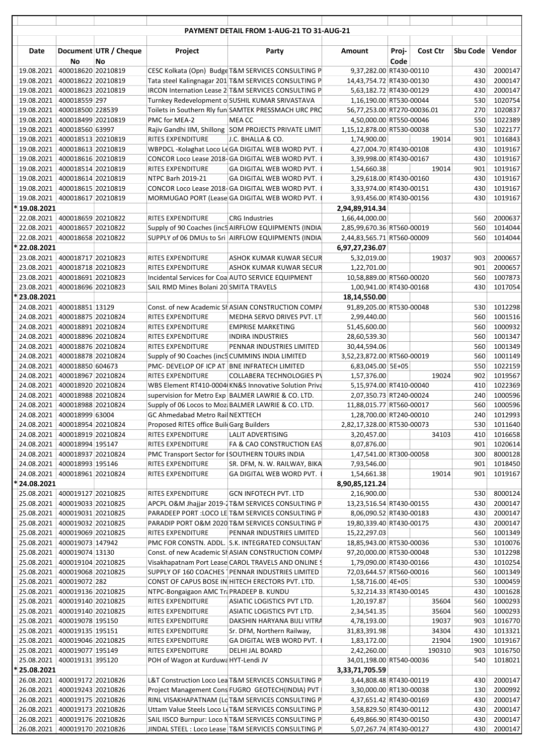## PAYMENT DETAIL FROM 1-AUG-21 TO 31-AUG-21

| Date | Document No | UTR / Cheque No | Project | Party | Amount | Proj-Code | Cost Ctr | Sbu Code | Vendor |
|---|---|---|---|---|---|---|---|---|---|
| 19.08.2021 | 400018620 | 20210819 | CESC Kolkata (Opn) Budge | T&M SERVICES CONSULTING P | 9,37,282.00 | RT430-00110 | | 430 | 2000147 |
| 19.08.2021 | 400018622 | 20210819 | Tata steel Kalingnagar 201 | T&M SERVICES CONSULTING P | 14,43,754.72 | RT430-00130 | | 430 | 2000147 |
| 19.08.2021 | 400018623 | 20210819 | IRCON Internation Lease 2 | T&M SERVICES CONSULTING P | 5,63,182.72 | RT430-00129 | | 430 | 2000147 |
| 19.08.2021 | 400018559 | 297 | Turnkey Redevelopment o | SUSHIL KUMAR SRIVASTAVA | 1,16,190.00 | RT530-00044 | | 530 | 1020754 |
| 19.08.2021 | 400018500 | 228539 | Toilets in Southern Rly fun | SAMTEK PRESSMACH URC PRC | 56,77,253.00 | RT270-00036.01 | | 270 | 1020837 |
| 19.08.2021 | 400018499 | 20210819 | PMC for MEA-2 | MEA CC | 4,50,000.00 | RT550-00046 | | 550 | 1022389 |
| 19.08.2021 | 400018560 | 63997 | Rajiv Gandhi IIM, Shillong | SOM PROJECTS PRIVATE LIMIT | 1,15,12,878.00 | RT530-00038 | | 530 | 1022177 |
| 19.08.2021 | 400018513 | 20210819 | RITES EXPENDITURE | J.C. BHALLA & CO. | 1,74,900.00 | | 19014 | 901 | 1016843 |
| 19.08.2021 | 400018613 | 20210819 | WBPDCL -Kolaghat Loco Le | GA DIGITAL WEB WORD PVT. | 4,27,004.70 | RT430-00108 | | 430 | 1019167 |
| 19.08.2021 | 400018616 | 20210819 | CONCOR Loco Lease 2018- | GA DIGITAL WEB WORD PVT. | 3,39,998.00 | RT430-00167 | | 430 | 1019167 |
| 19.08.2021 | 400018514 | 20210819 | RITES EXPENDITURE | GA DIGITAL WEB WORD PVT. | 1,54,660.38 | | 19014 | 901 | 1019167 |
| 19.08.2021 | 400018614 | 20210819 | NTPC Barh 2019-21 | GA DIGITAL WEB WORD PVT. | 3,29,618.00 | RT430-00160 | | 430 | 1019167 |
| 19.08.2021 | 400018615 | 20210819 | CONCOR Loco Lease 2018- | GA DIGITAL WEB WORD PVT. | 3,33,974.00 | RT430-00151 | | 430 | 1019167 |
| 19.08.2021 | 400018617 | 20210819 | MORMUGAO PORT (Lease | GA DIGITAL WEB WORD PVT. | 3,93,456.00 | RT430-00156 | | 430 | 1019167 |
| * 19.08.2021 | | | | | 2,94,89,914.34 | | | | |
| 22.08.2021 | 400018659 | 20210822 | RITES EXPENDITURE | CRG Industries | 1,66,44,000.00 | | | 560 | 2000637 |
| 22.08.2021 | 400018657 | 20210822 | Supply of 90 Coaches (inc5 | AIRFLOW EQUIPMENTS (INDIA | 2,85,99,670.36 | RT560-00019 | | 560 | 1014044 |
| 22.08.2021 | 400018658 | 20210822 | SUPPLY of 06 DMUs to Sri | AIRFLOW EQUIPMENTS (INDIA | 2,44,83,565.71 | RT560-00009 | | 560 | 1014044 |
| * 22.08.2021 | | | | | 6,97,27,236.07 | | | | |
| 23.08.2021 | 400018717 | 20210823 | RITES EXPENDITURE | ASHOK KUMAR KUWAR SECUR | 5,32,019.00 | | 19037 | 903 | 2000657 |
| 23.08.2021 | 400018718 | 20210823 | RITES EXPENDITURE | ASHOK KUMAR KUWAR SECUR | 1,22,701.00 | | | 901 | 2000657 |
| 23.08.2021 | 400018691 | 20210823 | Incidental Services for Coa | AUTO SERVICE EQUIPMENT | 10,58,889.00 | RT560-00020 | | 560 | 1007873 |
| 23.08.2021 | 400018696 | 20210823 | SAIL RMD Mines Bolani 20 | SMITA TRAVELS | 1,00,941.00 | RT430-00168 | | 430 | 1017054 |
| * 23.08.2021 | | | | | 18,14,550.00 | | | | |
| 24.08.2021 | 400018851 | 13129 | Const. of new Academic Sh | ASIAN CONSTRUCTION COMPA | 91,89,205.00 | RT530-00048 | | 530 | 1012298 |
| 24.08.2021 | 400018875 | 20210824 | RITES EXPENDITURE | MEDHA SERVO DRIVES PVT. LT | 2,99,440.00 | | | 560 | 1001516 |
| 24.08.2021 | 400018891 | 20210824 | RITES EXPENDITURE | EMPRISE MARKETING | 51,45,600.00 | | | 560 | 1000932 |
| 24.08.2021 | 400018896 | 20210824 | RITES EXPENDITURE | INDIRA INDUSTRIES | 28,60,539.30 | | | 560 | 1001347 |
| 24.08.2021 | 400018876 | 20210824 | RITES EXPENDITURE | PENNAR INDUSTRIES LIMITED | 30,44,594.06 | | | 560 | 1001349 |
| 24.08.2021 | 400018878 | 20210824 | Supply of 90 Coaches (inc5 | CUMMINS INDIA LIMITED | 3,52,23,872.00 | RT560-00019 | | 560 | 1001149 |
| 24.08.2021 | 400018850 | 604673 | PMC- DEVELOP OF ICP AT | BNE INFRATECH LIMITED | 6,83,045.00 | 5E+05 | | 550 | 1022159 |
| 24.08.2021 | 400018967 | 20210824 | RITES EXPENDITURE | COLLABERA TECHNOLOGIES PV | 1,57,376.00 | | 19024 | 902 | 1019567 |
| 24.08.2021 | 400018920 | 20210824 | WBS Element RT410-0004 | KN&S Innovative Solution Priva | 5,15,974.00 | RT410-00040 | | 410 | 1022369 |
| 24.08.2021 | 400018988 | 20210824 | supervision for Metro Exp | BALMER LAWRIE & CO. LTD. | 2,07,350.73 | RT240-00024 | | 240 | 1000596 |
| 24.08.2021 | 400018988 | 20210824 | Supply of 06 Locos to Moz | BALMER LAWRIE & CO. LTD. | 11,88,015.77 | RT560-00017 | | 560 | 1000596 |
| 24.08.2021 | 400018999 | 63004 | GC Ahmedabad Metro Rail | NEXTTECH | 1,28,700.00 | RT240-00010 | | 240 | 1012993 |
| 24.08.2021 | 400018954 | 20210824 | Proposed RITES office Buil | Garg Builders | 2,82,17,328.00 | RT530-00073 | | 530 | 1011640 |
| 24.08.2021 | 400018919 | 20210824 | RITES EXPENDITURE | LALIT ADVERTISING | 3,20,457.00 | | 34103 | 410 | 1016658 |
| 24.08.2021 | 400018994 | 195147 | RITES EXPENDITURE | FA & CAO CONSTRUCTION EAS | 8,07,876.00 | | | 901 | 1020614 |
| 24.08.2021 | 400018937 | 20210824 | PMC Transport Sector for I | SOUTHERN TOURS INDIA | 1,47,541.00 | RT300-00058 | | 300 | 8000128 |
| 24.08.2021 | 400018993 | 195146 | RITES EXPENDITURE | SR. DFM, N. W. RAILWAY, BIKA | 7,93,546.00 | | | 901 | 1018450 |
| 24.08.2021 | 400018961 | 20210824 | RITES EXPENDITURE | GA DIGITAL WEB WORD PVT. | 1,54,661.38 | | 19014 | 901 | 1019167 |
| * 24.08.2021 | | | | | 8,90,85,121.24 | | | | |
| 25.08.2021 | 400019127 | 20210825 | RITES EXPENDITURE | GCN INFOTECH PVT. LTD | 2,16,900.00 | | | 530 | 8000124 |
| 25.08.2021 | 400019033 | 20210825 | APCPL O&M Jhajjar 2019-2 | T&M SERVICES CONSULTING P | 13,23,516.54 | RT430-00155 | | 430 | 2000147 |
| 25.08.2021 | 400019031 | 20210825 | PARADEEP PORT :LOCO LE | T&M SERVICES CONSULTING P | 8,06,090.52 | RT430-00183 | | 430 | 2000147 |
| 25.08.2021 | 400019032 | 20210825 | PARADIP PORT O&M 2020 | T&M SERVICES CONSULTING P | 19,80,339.40 | RT430-00175 | | 430 | 2000147 |
| 25.08.2021 | 400019069 | 20210825 | RITES EXPENDITURE | PENNAR INDUSTRIES LIMITED | 15,22,297.03 | | | 560 | 1001349 |
| 25.08.2021 | 400019073 | 147942 | PMC FOR CONSTN. ADDL. | S.K. INTEGRATED CONSULTAN | 18,85,943.00 | RT530-00036 | | 530 | 1010076 |
| 25.08.2021 | 400019074 | 13130 | Const. of new Academic Sh | ASIAN CONSTRUCTION COMPA | 97,20,000.00 | RT530-00048 | | 530 | 1012298 |
| 25.08.2021 | 400019104 | 20210825 | Visakhapatnam Port Lease | CAROL TRAVELS AND ONLINE S | 1,79,090.00 | RT430-00166 | | 430 | 1010254 |
| 25.08.2021 | 400019068 | 20210825 | SUPPLY OF 160 COACHES T | PENNAR INDUSTRIES LIMITED | 72,03,644.57 | RT560-00016 | | 560 | 1001349 |
| 25.08.2021 | 400019072 | 282 | CONST OF CAPUS BOSE IN | HITECH ERECTORS PVT. LTD. | 1,58,716.00 | 4E+05 | | 530 | 1000459 |
| 25.08.2021 | 400019136 | 20210825 | NTPC-Bongaigaon AMC Tra | PRADEEP B. KUNDU | 5,32,214.33 | RT430-00145 | | 430 | 1001628 |
| 25.08.2021 | 400019140 | 20210825 | RITES EXPENDITURE | ASIATIC LOGISTICS PVT LTD. | 1,20,197.87 | | 35604 | 560 | 1000293 |
| 25.08.2021 | 400019140 | 20210825 | RITES EXPENDITURE | ASIATIC LOGISTICS PVT LTD. | 2,34,541.35 | | 35604 | 560 | 1000293 |
| 25.08.2021 | 400019078 | 195150 | RITES EXPENDITURE | DAKSHIN HARYANA BIJLI VITRA | 4,78,193.00 | | 19037 | 903 | 1016770 |
| 25.08.2021 | 400019135 | 195151 | RITES EXPENDITURE | Sr. DFM, Northern Railway, | 31,83,391.98 | | 34304 | 430 | 1013321 |
| 25.08.2021 | 400019046 | 20210825 | RITES EXPENDITURE | GA DIGITAL WEB WORD PVT. | 1,83,172.00 | | 21904 | 1900 | 1019167 |
| 25.08.2021 | 400019077 | 195149 | RITES EXPENDITURE | DELHI JAL BOARD | 2,42,260.00 | | 190310 | 903 | 1016750 |
| 25.08.2021 | 400019131 | 395120 | POH of Wagon at Kurduwa | HYT-Lendi JV | 34,01,198.00 | RT540-00036 | | 540 | 1018021 |
| * 25.08.2021 | | | | | 3,33,71,705.59 | | | | |
| 26.08.2021 | 400019172 | 20210826 | L&T Construction Loco Lea | T&M SERVICES CONSULTING P | 3,44,808.48 | RT430-00119 | | 430 | 2000147 |
| 26.08.2021 | 400019243 | 20210826 | Project Management Cons | FUGRO GEOTECH(INDIA) PVT | 3,30,000.00 | RT130-00038 | | 130 | 2000992 |
| 26.08.2021 | 400019175 | 20210826 | RINL VISAKHAPATNAM (Lo | T&M SERVICES CONSULTING P | 4,37,651.42 | RT430-00169 | | 430 | 2000147 |
| 26.08.2021 | 400019173 | 20210826 | Uttam Value Steels Loco Le | T&M SERVICES CONSULTING P | 3,58,829.50 | RT430-00112 | | 430 | 2000147 |
| 26.08.2021 | 400019176 | 20210826 | SAIL IISCO Burnpur: Loco N | T&M SERVICES CONSULTING P | 6,49,866.90 | RT430-00150 | | 430 | 2000147 |
| 26.08.2021 | 400019170 | 20210826 | JINDAL STEEL : Loco Lease | T&M SERVICES CONSULTING P | 5,07,267.74 | RT430-00127 | | 430 | 2000147 |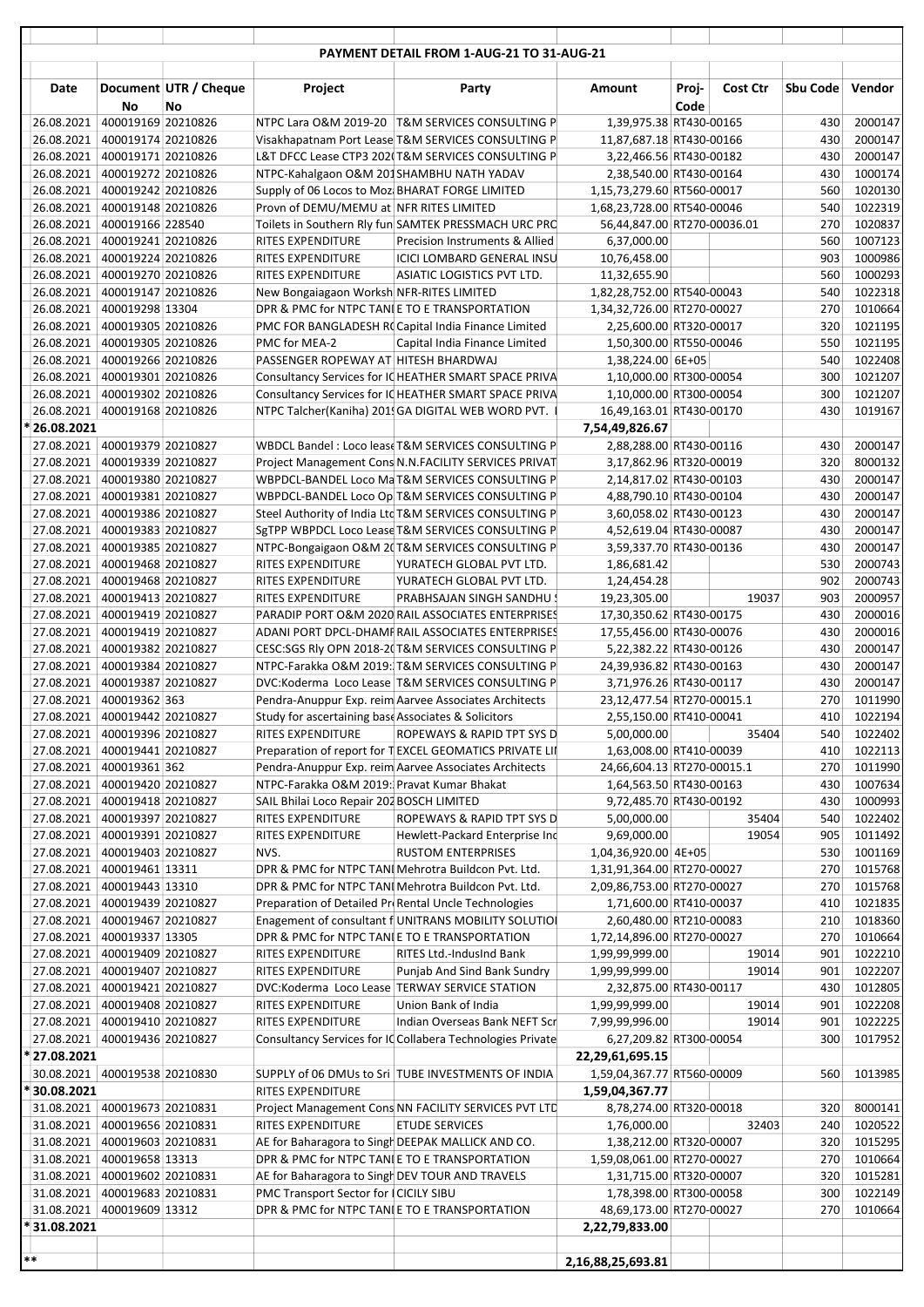# PAYMENT DETAIL FROM 1-AUG-21 TO 31-AUG-21

| Date | Document No | UTR / Cheque No | Project | Party | Amount | Proj-Code | Cost Ctr | Sbu Code | Vendor |
|---|---|---|---|---|---|---|---|---|---|
| 26.08.2021 | 400019169 | 20210826 | NTPC Lara O&M 2019-20 | T&M SERVICES CONSULTING P | 1,39,975.38 | RT430-00165 | | 430 | 2000147 |
| 26.08.2021 | 400019174 | 20210826 | Visakhapatnam Port Lease | T&M SERVICES CONSULTING P | 11,87,687.18 | RT430-00166 | | 430 | 2000147 |
| 26.08.2021 | 400019171 | 20210826 | L&T DFCC Lease CTP3 2020 | T&M SERVICES CONSULTING P | 3,22,466.56 | RT430-00182 | | 430 | 2000147 |
| 26.08.2021 | 400019272 | 20210826 | NTPC-Kahalgaon O&M 201 | SHAMBHU NATH YADAV | 2,38,540.00 | RT430-00164 | | 430 | 1000174 |
| 26.08.2021 | 400019242 | 20210826 | Supply of 06 Locos to Moz | BHARAT FORGE LIMITED | 1,15,73,279.60 | RT560-00017 | | 560 | 1020130 |
| 26.08.2021 | 400019148 | 20210826 | Provn of DEMU/MEMU at | NFR RITES LIMITED | 1,68,23,728.00 | RT540-00046 | | 540 | 1022319 |
| 26.08.2021 | 400019166 | 228540 | Toilets in Southern Rly fun | SAMTEK PRESSMACH URC PRC | 56,44,847.00 | RT270-00036.01 | | 270 | 1020837 |
| 26.08.2021 | 400019241 | 20210826 | RITES EXPENDITURE | Precision Instruments & Allied | 6,37,000.00 | | | 560 | 1007123 |
| 26.08.2021 | 400019224 | 20210826 | RITES EXPENDITURE | ICICI LOMBARD GENERAL INSU | 10,76,458.00 | | | 903 | 1000986 |
| 26.08.2021 | 400019270 | 20210826 | RITES EXPENDITURE | ASIATIC LOGISTICS PVT LTD. | 11,32,655.90 | | | 560 | 1000293 |
| 26.08.2021 | 400019147 | 20210826 | New Bongaigaon Worksh | NFR-RITES LIMITED | 1,82,28,752.00 | RT540-00043 | | 540 | 1022318 |
| 26.08.2021 | 400019298 | 13304 | DPR & PMC for NTPC TANI | E TO E TRANSPORTATION | 1,34,32,726.00 | RT270-00027 | | 270 | 1010664 |
| 26.08.2021 | 400019305 | 20210826 | PMC FOR BANGLADESH RO | Capital India Finance Limited | 2,25,600.00 | RT320-00017 | | 320 | 1021195 |
| 26.08.2021 | 400019305 | 20210826 | PMC for MEA-2 | Capital India Finance Limited | 1,50,300.00 | RT550-00046 | | 550 | 1021195 |
| 26.08.2021 | 400019266 | 20210826 | PASSENGER ROPEWAY AT | HITESH BHARDWAJ | 1,38,224.00 | 6E+05 | | 540 | 1022408 |
| 26.08.2021 | 400019301 | 20210826 | Consultancy Services for IC | HEATHER SMART SPACE PRIVA | 1,10,000.00 | RT300-00054 | | 300 | 1021207 |
| 26.08.2021 | 400019302 | 20210826 | Consultancy Services for IC | HEATHER SMART SPACE PRIVA | 1,10,000.00 | RT300-00054 | | 300 | 1021207 |
| 26.08.2021 | 400019168 | 20210826 | NTPC Talcher(Kaniha) 2019 | GA DIGITAL WEB WORD PVT. | 16,49,163.01 | RT430-00170 | | 430 | 1019167 |
| * 26.08.2021 | | | | | 7,54,49,826.67 | | | | |
| 27.08.2021 | 400019379 | 20210827 | WBDCL Bandel : Loco lease | T&M SERVICES CONSULTING P | 2,88,288.00 | RT430-00116 | | 430 | 2000147 |
| 27.08.2021 | 400019339 | 20210827 | Project Management Cons | N.N.FACILITY SERVICES PRIVAT | 3,17,862.96 | RT320-00019 | | 320 | 8000132 |
| 27.08.2021 | 400019380 | 20210827 | WBPDCL-BANDEL Loco Ma | T&M SERVICES CONSULTING P | 2,14,817.02 | RT430-00103 | | 430 | 2000147 |
| 27.08.2021 | 400019381 | 20210827 | WBPDCL-BANDEL Loco Op | T&M SERVICES CONSULTING P | 4,88,790.10 | RT430-00104 | | 430 | 2000147 |
| 27.08.2021 | 400019386 | 20210827 | Steel Authority of India Ltd | T&M SERVICES CONSULTING P | 3,60,058.02 | RT430-00123 | | 430 | 2000147 |
| 27.08.2021 | 400019383 | 20210827 | SgTPP WBPDCL Loco Lease | T&M SERVICES CONSULTING P | 4,52,619.04 | RT430-00087 | | 430 | 2000147 |
| 27.08.2021 | 400019385 | 20210827 | NTPC-Bongaigaon O&M 20 | T&M SERVICES CONSULTING P | 3,59,337.70 | RT430-00136 | | 430 | 2000147 |
| 27.08.2021 | 400019468 | 20210827 | RITES EXPENDITURE | YURATECH GLOBAL PVT LTD. | 1,86,681.42 | | | 530 | 2000743 |
| 27.08.2021 | 400019468 | 20210827 | RITES EXPENDITURE | YURATECH GLOBAL PVT LTD. | 1,24,454.28 | | | 902 | 2000743 |
| 27.08.2021 | 400019413 | 20210827 | RITES EXPENDITURE | PRABHSAJAN SINGH SANDHU | 19,23,305.00 | | 19037 | 903 | 2000957 |
| 27.08.2021 | 400019419 | 20210827 | PARADIP PORT O&M 2020 | RAIL ASSOCIATES ENTERPRISES | 17,30,350.62 | RT430-00175 | | 430 | 2000016 |
| 27.08.2021 | 400019419 | 20210827 | ADANI PORT DPCL-DHAMF | RAIL ASSOCIATES ENTERPRISES | 17,55,456.00 | RT430-00076 | | 430 | 2000016 |
| 27.08.2021 | 400019382 | 20210827 | CESC:SGS Rly OPN 2018-20 | T&M SERVICES CONSULTING P | 5,22,382.22 | RT430-00126 | | 430 | 2000147 |
| 27.08.2021 | 400019384 | 20210827 | NTPC-Farakka O&M 2019: | T&M SERVICES CONSULTING P | 24,39,936.82 | RT430-00163 | | 430 | 2000147 |
| 27.08.2021 | 400019387 | 20210827 | DVC:Koderma Loco Lease | T&M SERVICES CONSULTING P | 3,71,976.26 | RT430-00117 | | 430 | 2000147 |
| 27.08.2021 | 400019362 | 363 | Pendra-Anuppur Exp. reim | Aarvee Associates Architects | 23,12,477.54 | RT270-00015.1 | | 270 | 1011990 |
| 27.08.2021 | 400019442 | 20210827 | Study for ascertaining base | Associates & Solicitors | 2,55,150.00 | RT410-00041 | | 410 | 1022194 |
| 27.08.2021 | 400019396 | 20210827 | RITES EXPENDITURE | ROPEWAYS & RAPID TPT SYS D | 5,00,000.00 | | 35404 | 540 | 1022402 |
| 27.08.2021 | 400019441 | 20210827 | Preparation of report for T | EXCEL GEOMATICS PRIVATE LI | 1,63,008.00 | RT410-00039 | | 410 | 1022113 |
| 27.08.2021 | 400019361 | 362 | Pendra-Anuppur Exp. reim | Aarvee Associates Architects | 24,66,604.13 | RT270-00015.1 | | 270 | 1011990 |
| 27.08.2021 | 400019420 | 20210827 | NTPC-Farakka O&M 2019: | Pravat Kumar Bhakat | 1,64,563.50 | RT430-00163 | | 430 | 1007634 |
| 27.08.2021 | 400019418 | 20210827 | SAIL Bhilai Loco Repair 202 | BOSCH LIMITED | 9,72,485.70 | RT430-00192 | | 430 | 1000993 |
| 27.08.2021 | 400019397 | 20210827 | RITES EXPENDITURE | ROPEWAYS & RAPID TPT SYS D | 5,00,000.00 | | 35404 | 540 | 1022402 |
| 27.08.2021 | 400019391 | 20210827 | RITES EXPENDITURE | Hewlett-Packard Enterprise Ind | 9,69,000.00 | | 19054 | 905 | 1011492 |
| 27.08.2021 | 400019403 | 20210827 | NVS. | RUSTOM ENTERPRISES | 1,04,36,920.00 | 4E+05 | | 530 | 1001169 |
| 27.08.2021 | 400019461 | 13311 | DPR & PMC for NTPC TANI | Mehrotra Buildcon Pvt. Ltd. | 1,31,91,364.00 | RT270-00027 | | 270 | 1015768 |
| 27.08.2021 | 400019443 | 13310 | DPR & PMC for NTPC TANI | Mehrotra Buildcon Pvt. Ltd. | 2,09,86,753.00 | RT270-00027 | | 270 | 1015768 |
| 27.08.2021 | 400019439 | 20210827 | Preparation of Detailed Pr | Rental Uncle Technologies | 1,71,600.00 | RT410-00037 | | 410 | 1021835 |
| 27.08.2021 | 400019467 | 20210827 | Enagement of consultant f | UNITRANS MOBILITY SOLUTIO | 2,60,480.00 | RT210-00083 | | 210 | 1018360 |
| 27.08.2021 | 400019337 | 13305 | DPR & PMC for NTPC TANI | E TO E TRANSPORTATION | 1,72,14,896.00 | RT270-00027 | | 270 | 1010664 |
| 27.08.2021 | 400019409 | 20210827 | RITES EXPENDITURE | RITES Ltd.-IndusInd Bank | 1,99,99,999.00 | | 19014 | 901 | 1022210 |
| 27.08.2021 | 400019407 | 20210827 | RITES EXPENDITURE | Punjab And Sind Bank Sundry | 1,99,99,999.00 | | 19014 | 901 | 1022207 |
| 27.08.2021 | 400019421 | 20210827 | DVC:Koderma Loco Lease | TERWAY SERVICE STATION | 2,32,875.00 | RT430-00117 | | 430 | 1012805 |
| 27.08.2021 | 400019408 | 20210827 | RITES EXPENDITURE | Union Bank of India | 1,99,99,999.00 | | 19014 | 901 | 1022208 |
| 27.08.2021 | 400019410 | 20210827 | RITES EXPENDITURE | Indian Overseas Bank NEFT Scr | 7,99,99,996.00 | | 19014 | 901 | 1022225 |
| 27.08.2021 | 400019436 | 20210827 | Consultancy Services for IC | Collabera Technologies Private | 6,27,209.82 | RT300-00054 | | 300 | 1017952 |
| * 27.08.2021 | | | | | 22,29,61,695.15 | | | | |
| 30.08.2021 | 400019538 | 20210830 | SUPPLY of 06 DMUs to Sri | TUBE INVESTMENTS OF INDIA | 1,59,04,367.77 | RT560-00009 | | 560 | 1013985 |
| * 30.08.2021 | | | RITES EXPENDITURE | | 1,59,04,367.77 | | | | |
| 31.08.2021 | 400019673 | 20210831 | Project Management Cons | NN FACILITY SERVICES PVT LTD | 8,78,274.00 | RT320-00018 | | 320 | 8000141 |
| 31.08.2021 | 400019656 | 20210831 | RITES EXPENDITURE | ETUDE SERVICES | 1,76,000.00 | | 32403 | 240 | 1020522 |
| 31.08.2021 | 400019603 | 20210831 | AE for Baharagora to Singh | DEEPAK MALLICK AND CO. | 1,38,212.00 | RT320-00007 | | 320 | 1015295 |
| 31.08.2021 | 400019658 | 13313 | DPR & PMC for NTPC TANI | E TO E TRANSPORTATION | 1,59,08,061.00 | RT270-00027 | | 270 | 1010664 |
| 31.08.2021 | 400019602 | 20210831 | AE for Baharagora to Singh | DEV TOUR AND TRAVELS | 1,31,715.00 | RT320-00007 | | 320 | 1015281 |
| 31.08.2021 | 400019683 | 20210831 | PMC Transport Sector for I | CICILY SIBU | 1,78,398.00 | RT300-00058 | | 300 | 1022149 |
| 31.08.2021 | 400019609 | 13312 | DPR & PMC for NTPC TANI | E TO E TRANSPORTATION | 48,69,173.00 | RT270-00027 | | 270 | 1010664 |
| * 31.08.2021 | | | | | 2,22,79,833.00 | | | | |
| ** | | | | | 2,16,88,25,693.81 | | | | |